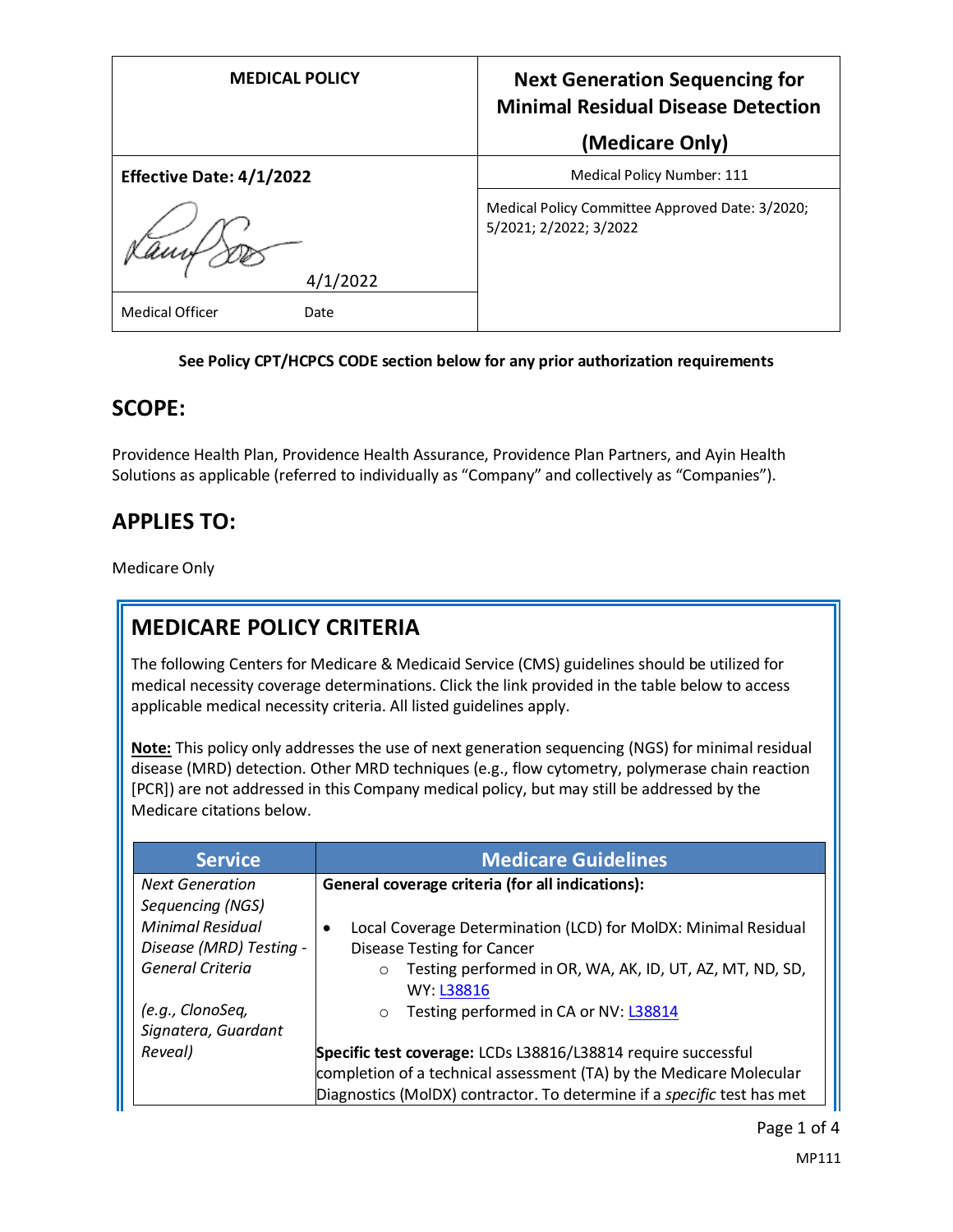| MEDICAL POLICY | Next Generation Sequencing for Minimal Residual Disease Detection (Medicare Only) |
|---|---|
| **Effective Date: 4/1/2022** | Medical Policy Number: 111 |
| 4/1/2022 | Medical Policy Committee Approved Date: 3/2020; 5/2021; 2/2022; 3/2022 |
| Medical Officer Date | |

**See Policy CPT/HCPCS CODE section below for any prior authorization requirements**

## SCOPE:

Providence Health Plan, Providence Health Assurance, Providence Plan Partners, and Ayin Health Solutions as applicable (referred to individually as "Company" and collectively as "Companies").

## APPLIES TO:

Medicare Only

## MEDICARE POLICY CRITERIA

The following Centers for Medicare & Medicaid Service (CMS) guidelines should be utilized for medical necessity coverage determinations. Click the link provided in the table below to access applicable medical necessity criteria. All listed guidelines apply.

**Note:** This policy only addresses the use of next generation sequencing (NGS) for minimal residual disease (MRD) detection. Other MRD techniques (e.g., flow cytometry, polymerase chain reaction [PCR]) are not addressed in this Company medical policy, but may still be addressed by the Medicare citations below.

| Service | Medicare Guidelines |
|---|---|
| *Next Generation Sequencing (NGS) Minimal Residual Disease (MRD) Testing - General Criteria*<br><br>*(e.g., ClonoSeq, Signatera, Guardant Reveal)* | **General coverage criteria (for all indications):**<br><br>• Local Coverage Determination (LCD) for MolDX: Minimal Residual Disease Testing for Cancer<br>&nbsp;&nbsp;&nbsp;&nbsp;○ Testing performed in OR, WA, AK, ID, UT, AZ, MT, ND, SD, WY: L38816<br>&nbsp;&nbsp;&nbsp;&nbsp;○ Testing performed in CA or NV: L38814<br><br>**Specific test coverage:** LCDs L38816/L38814 require successful completion of a technical assessment (TA) by the Medicare Molecular Diagnostics (MolDX) contractor. To determine if a *specific* test has met |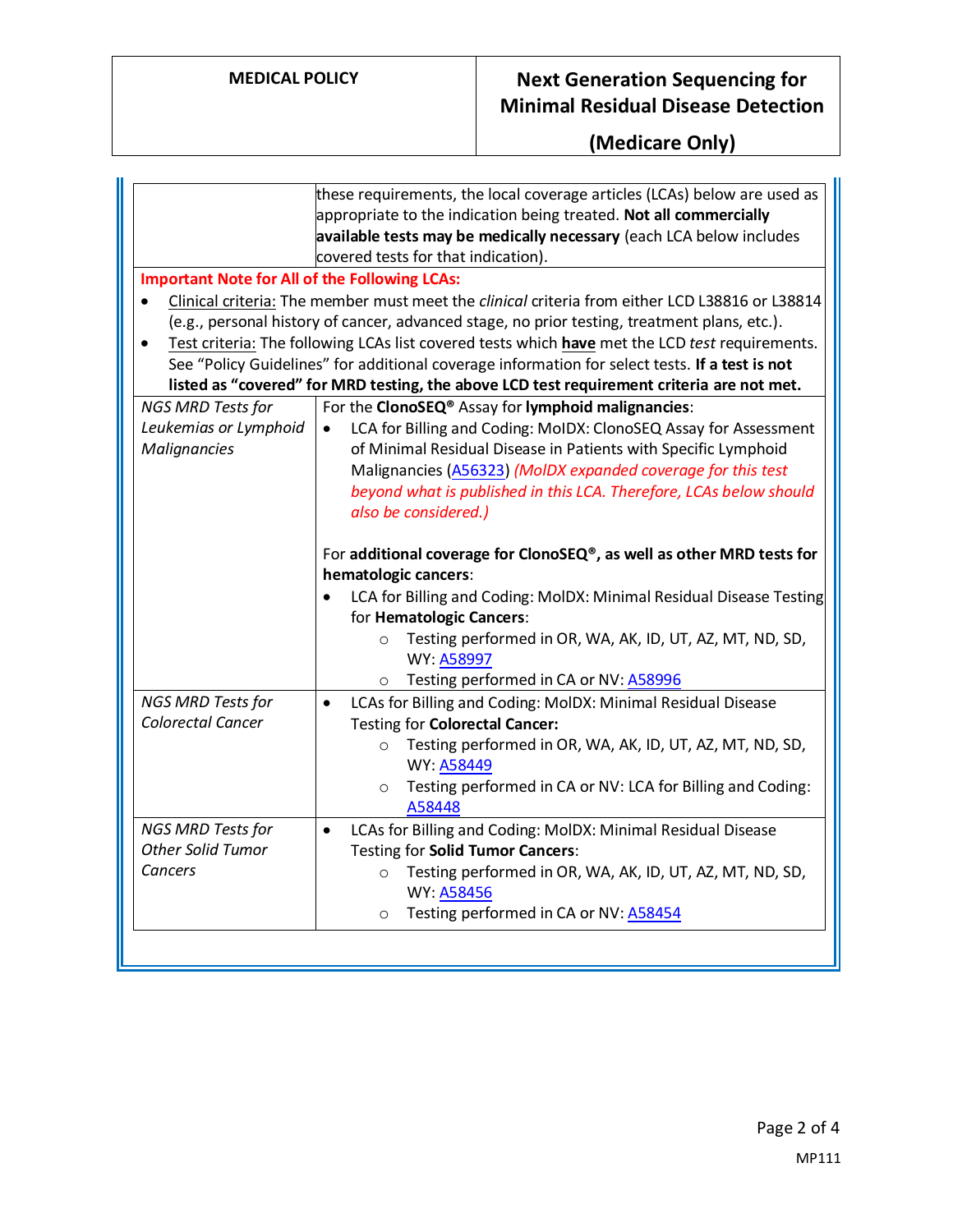| | |
|---|---|
| | these requirements, the local coverage articles (LCAs) below are used as appropriate to the indication being treated. **Not all commercially available tests may be medically necessary** (each LCA below includes covered tests for that indication). |
| **Important Note for All of the Following LCAs:**<br>• Clinical criteria: The member must meet the *clinical* criteria from either LCD L38816 or L38814 (e.g., personal history of cancer, advanced stage, no prior testing, treatment plans, etc.).<br>• Test criteria: The following LCAs list covered tests which **have** met the LCD *test* requirements. See "Policy Guidelines" for additional coverage information for select tests. **If a test is not listed as "covered" for MRD testing, the above LCD test requirement criteria are not met.** | |
| *NGS MRD Tests for Leukemias or Lymphoid Malignancies* | For the **ClonoSEQ®** Assay for **lymphoid malignancies**:<br>• LCA for Billing and Coding: MolDX: ClonoSEQ Assay for Assessment of Minimal Residual Disease in Patients with Specific Lymphoid Malignancies (A56323) *(MolDX expanded coverage for this test beyond what is published in this LCA. Therefore, LCAs below should also be considered.)*<br><br>For **additional coverage for ClonoSEQ®, as well as other MRD tests for hematologic cancers**:<br>• LCA for Billing and Coding: MolDX: Minimal Residual Disease Testing for **Hematologic Cancers**:<br>  ○ Testing performed in OR, WA, AK, ID, UT, AZ, MT, ND, SD, WY: A58997<br>  ○ Testing performed in CA or NV: A58996 |
| *NGS MRD Tests for Colorectal Cancer* | • LCAs for Billing and Coding: MolDX: Minimal Residual Disease Testing for **Colorectal Cancer:**<br>  ○ Testing performed in OR, WA, AK, ID, UT, AZ, MT, ND, SD, WY: A58449<br>  ○ Testing performed in CA or NV: LCA for Billing and Coding: A58448 |
| *NGS MRD Tests for Other Solid Tumor Cancers* | • LCAs for Billing and Coding: MolDX: Minimal Residual Disease Testing for **Solid Tumor Cancers**:<br>  ○ Testing performed in OR, WA, AK, ID, UT, AZ, MT, ND, SD, WY: A58456<br>  ○ Testing performed in CA or NV: A58454 |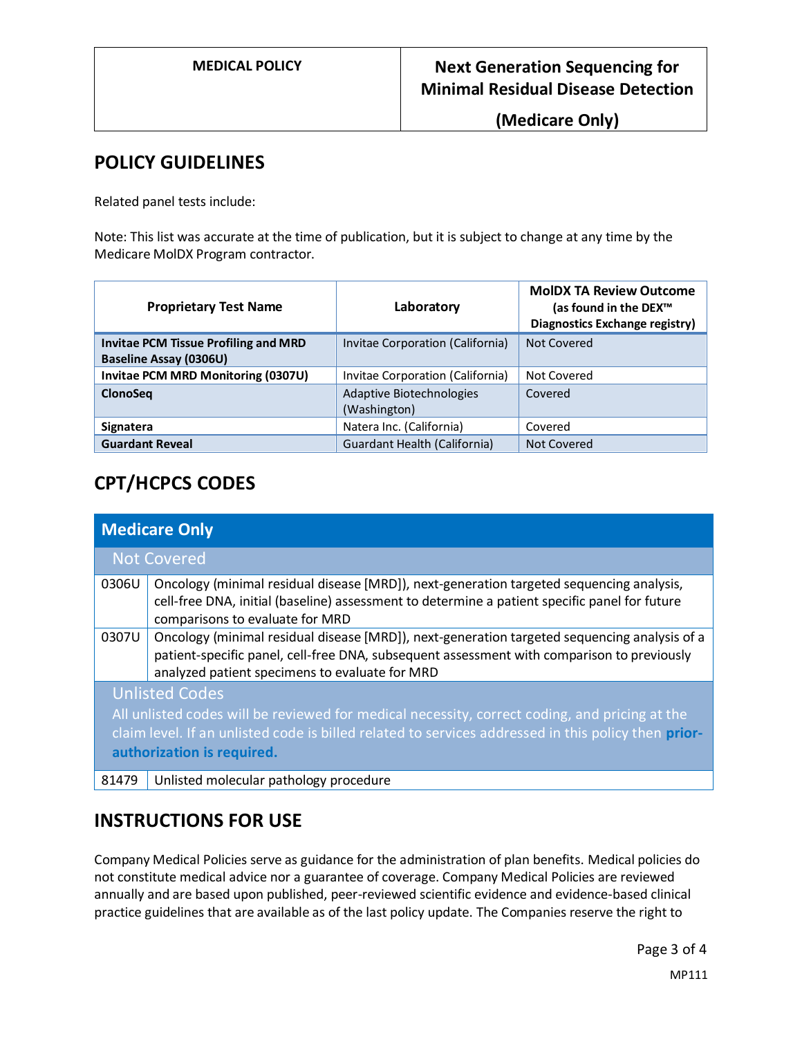## POLICY GUIDELINES

Related panel tests include:

Note: This list was accurate at the time of publication, but it is subject to change at any time by the Medicare MolDX Program contractor.

| Proprietary Test Name | Laboratory | MolDX TA Review Outcome (as found in the DEX™ Diagnostics Exchange registry) |
|---|---|---|
| **Invitae PCM Tissue Profiling and MRD Baseline Assay (0306U)** | Invitae Corporation (California) | Not Covered |
| **Invitae PCM MRD Monitoring (0307U)** | Invitae Corporation (California) | Not Covered |
| **ClonoSeq** | Adaptive Biotechnologies (Washington) | Covered |
| **Signatera** | Natera Inc. (California) | Covered |
| **Guardant Reveal** | Guardant Health (California) | Not Covered |

## CPT/HCPCS CODES

| Medicare Only | |
|---|---|
| **Not Covered** | |
| 0306U | Oncology (minimal residual disease [MRD]), next-generation targeted sequencing analysis, cell-free DNA, initial (baseline) assessment to determine a patient specific panel for future comparisons to evaluate for MRD |
| 0307U | Oncology (minimal residual disease [MRD]), next-generation targeted sequencing analysis of a patient-specific panel, cell-free DNA, subsequent assessment with comparison to previously analyzed patient specimens to evaluate for MRD |
| **Unlisted Codes** All unlisted codes will be reviewed for medical necessity, correct coding, and pricing at the claim level. If an unlisted code is billed related to services addressed in this policy then **prior-authorization is required.** | |
| 81479 | Unlisted molecular pathology procedure |

## INSTRUCTIONS FOR USE

Company Medical Policies serve as guidance for the administration of plan benefits. Medical policies do not constitute medical advice nor a guarantee of coverage. Company Medical Policies are reviewed annually and are based upon published, peer-reviewed scientific evidence and evidence-based clinical practice guidelines that are available as of the last policy update. The Companies reserve the right to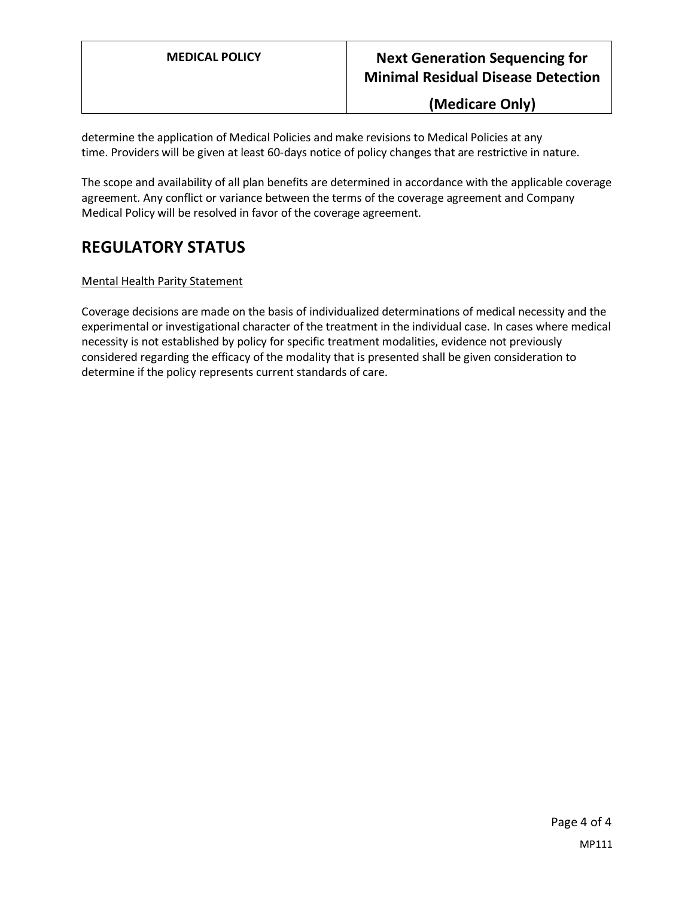determine the application of Medical Policies and make revisions to Medical Policies at any time. Providers will be given at least 60-days notice of policy changes that are restrictive in nature.

The scope and availability of all plan benefits are determined in accordance with the applicable coverage agreement. Any conflict or variance between the terms of the coverage agreement and Company Medical Policy will be resolved in favor of the coverage agreement.

## REGULATORY STATUS

Mental Health Parity Statement

Coverage decisions are made on the basis of individualized determinations of medical necessity and the experimental or investigational character of the treatment in the individual case. In cases where medical necessity is not established by policy for specific treatment modalities, evidence not previously considered regarding the efficacy of the modality that is presented shall be given consideration to determine if the policy represents current standards of care.